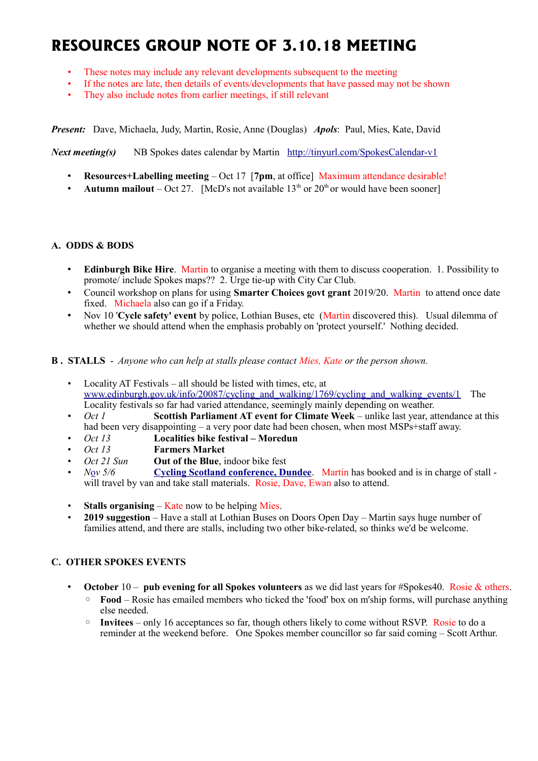# RESOURCES GROUP NOTE OF 3.10.18 MEETING

- These notes may include any relevant developments subsequent to the meeting
- If the notes are late, then details of events/developments that have passed may not be shown
- They also include notes from earlier meetings, if still relevant

***Present:*** Dave, Michaela, Judy, Martin, Rosie, Anne (Douglas) ***Apols***: Paul, Mies, Kate, David

***Next meeting(s)*** NB Spokes dates calendar by Martin http://tinyurl.com/SpokesCalendar-v1

- **Resources+Labelling meeting** – Oct 17 [**7pm**, at office] Maximum attendance desirable!
- **Autumn mailout** – Oct 27. [McD's not available 13th or 20th or would have been sooner]

### A. ODDS & BODS

- **Edinburgh Bike Hire**. Martin to organise a meeting with them to discuss cooperation. 1. Possibility to promote/ include Spokes maps?? 2. Urge tie-up with City Car Club.
- Council workshop on plans for using **Smarter Choices govt grant** 2019/20. Martin to attend once date fixed. Michaela also can go if a Friday.
- Nov 10 '**Cycle safety' event** by police, Lothian Buses, etc (Martin discovered this). Usual dilemma of whether we should attend when the emphasis probably on 'protect yourself.' Nothing decided.

### B . STALLS - *Anyone who can help at stalls please contact Mies, Kate or the person shown.*

- Locality AT Festivals – all should be listed with times, etc, at www.edinburgh.gov.uk/info/20087/cycling_and_walking/1769/cycling_and_walking_events/1 The Locality festivals so far had varied attendance, seemingly mainly depending on weather.
- *Oct 1* **Scottish Parliament AT event for Climate Week** – unlike last year, attendance at this had been very disappointing – a very poor date had been chosen, when most MSPs+staff away.
- *Oct 13* **Localities bike festival – Moredun**
- *Oct 13* **Farmers Market**
- *Oct 21 Sun* **Out of the Blue**, indoor bike fest
- *Nov 5/6* **Cycling Scotland conference, Dundee**. Martin has booked and is in charge of stall - will travel by van and take stall materials. Rosie, Dave, Ewan also to attend.

- **Stalls organising** – Kate now to be helping Mies.
- **2019 suggestion** – Have a stall at Lothian Buses on Doors Open Day – Martin says huge number of families attend, and there are stalls, including two other bike-related, so thinks we'd be welcome.

### C. OTHER SPOKES EVENTS

- **October** 10 – **pub evening for all Spokes volunteers** as we did last years for #Spokes40. Rosie & others.
  - **Food** – Rosie has emailed members who ticked the 'food' box on m'ship forms, will purchase anything else needed.
  - **Invitees** – only 16 acceptances so far, though others likely to come without RSVP. Rosie to do a reminder at the weekend before. One Spokes member councillor so far said coming – Scott Arthur.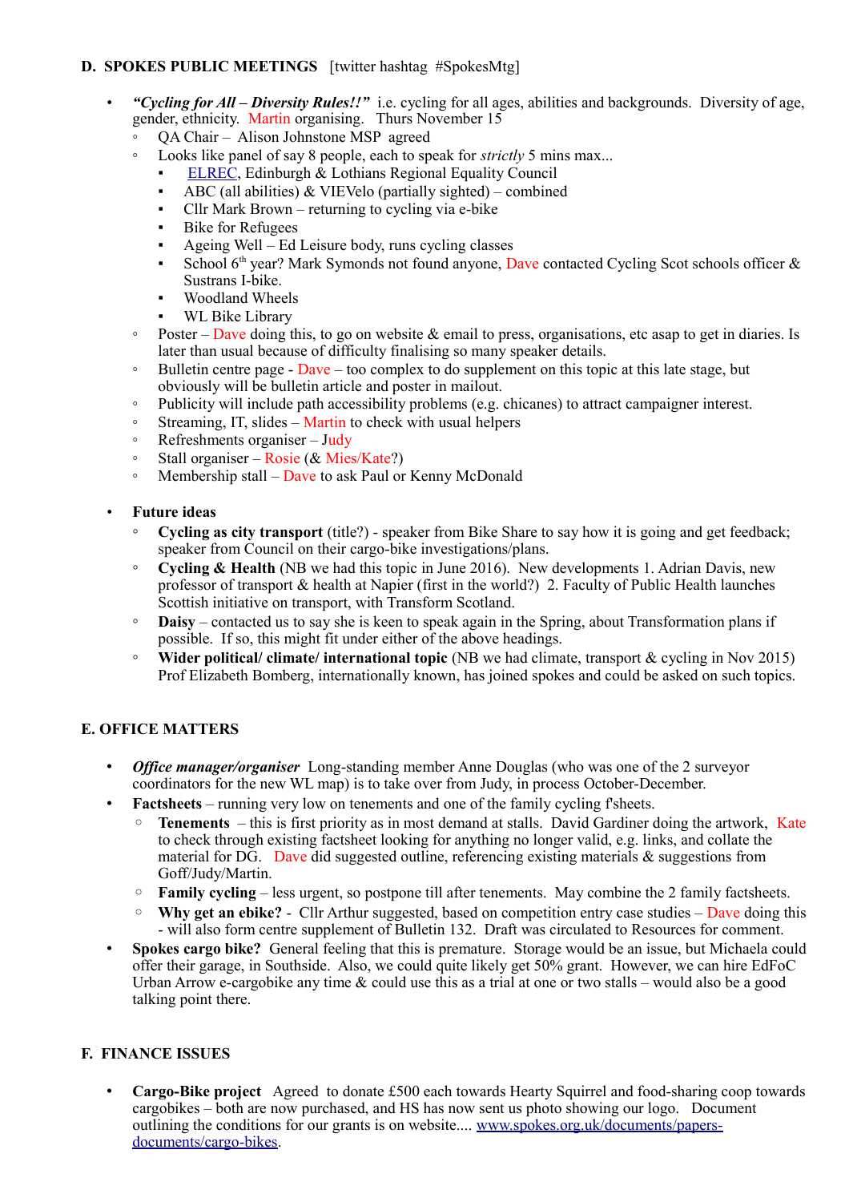## D. SPOKES PUBLIC MEETINGS [twitter hashtag #SpokesMtg]

- ***"Cycling for All – Diversity Rules!!"*** i.e. cycling for all ages, abilities and backgrounds. Diversity of age, gender, ethnicity. Martin organising. Thurs November 15
  - QA Chair – Alison Johnstone MSP agreed
  - Looks like panel of say 8 people, each to speak for *strictly* 5 mins max...
    - ELREC, Edinburgh & Lothians Regional Equality Council
    - ABC (all abilities) & VIEVelo (partially sighted) – combined
    - Cllr Mark Brown – returning to cycling via e-bike
    - Bike for Refugees
    - Ageing Well – Ed Leisure body, runs cycling classes
    - School 6th year? Mark Symonds not found anyone, Dave contacted Cycling Scot schools officer & Sustrans I-bike.
    - Woodland Wheels
    - WL Bike Library
  - Poster – Dave doing this, to go on website & email to press, organisations, etc asap to get in diaries. Is later than usual because of difficulty finalising so many speaker details.
  - Bulletin centre page - Dave – too complex to do supplement on this topic at this late stage, but obviously will be bulletin article and poster in mailout.
  - Publicity will include path accessibility problems (e.g. chicanes) to attract campaigner interest.
  - Streaming, IT, slides – Martin to check with usual helpers
  - Refreshments organiser – Judy
  - Stall organiser – Rosie (& Mies/Kate?)
  - Membership stall – Dave to ask Paul or Kenny McDonald

- **Future ideas**
  - **Cycling as city transport** (title?) - speaker from Bike Share to say how it is going and get feedback; speaker from Council on their cargo-bike investigations/plans.
  - **Cycling & Health** (NB we had this topic in June 2016). New developments 1. Adrian Davis, new professor of transport & health at Napier (first in the world?) 2. Faculty of Public Health launches Scottish initiative on transport, with Transform Scotland.
  - **Daisy** – contacted us to say she is keen to speak again in the Spring, about Transformation plans if possible. If so, this might fit under either of the above headings.
  - **Wider political/ climate/ international topic** (NB we had climate, transport & cycling in Nov 2015) Prof Elizabeth Bomberg, internationally known, has joined spokes and could be asked on such topics.

## E. OFFICE MATTERS

- ***Office manager/organiser*** Long-standing member Anne Douglas (who was one of the 2 surveyor coordinators for the new WL map) is to take over from Judy, in process October-December.
- **Factsheets** – running very low on tenements and one of the family cycling f'sheets.
  - **Tenements** – this is first priority as in most demand at stalls. David Gardiner doing the artwork, Kate to check through existing factsheet looking for anything no longer valid, e.g. links, and collate the material for DG. Dave did suggested outline, referencing existing materials & suggestions from Goff/Judy/Martin.
  - **Family cycling** – less urgent, so postpone till after tenements. May combine the 2 family factsheets.
  - **Why get an ebike?** - Cllr Arthur suggested, based on competition entry case studies – Dave doing this - will also form centre supplement of Bulletin 132. Draft was circulated to Resources for comment.
- **Spokes cargo bike?** General feeling that this is premature. Storage would be an issue, but Michaela could offer their garage, in Southside. Also, we could quite likely get 50% grant. However, we can hire EdFoC Urban Arrow e-cargobike any time & could use this as a trial at one or two stalls – would also be a good talking point there.

## F. FINANCE ISSUES

- **Cargo-Bike project** Agreed to donate £500 each towards Hearty Squirrel and food-sharing coop towards cargobikes – both are now purchased, and HS has now sent us photo showing our logo. Document outlining the conditions for our grants is on website.... www.spokes.org.uk/documents/papers-documents/cargo-bikes.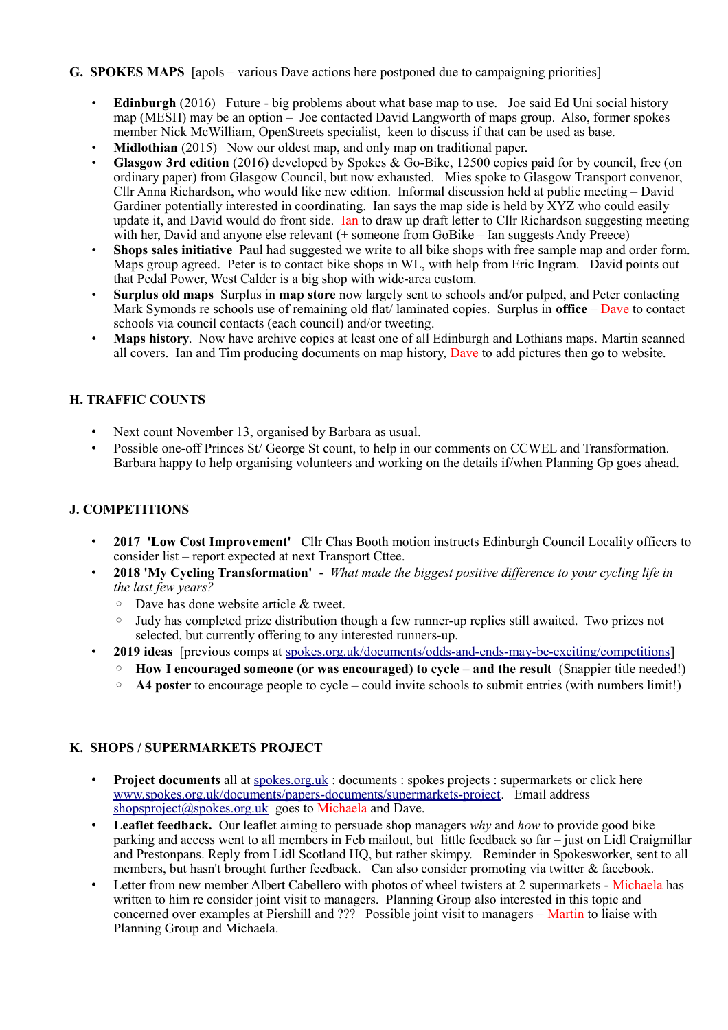## G. SPOKES MAPS [apols – various Dave actions here postponed due to campaigning priorities]

- **Edinburgh** (2016) Future - big problems about what base map to use. Joe said Ed Uni social history map (MESH) may be an option – Joe contacted David Langworth of maps group. Also, former spokes member Nick McWilliam, OpenStreets specialist, keen to discuss if that can be used as base.
- **Midlothian** (2015) Now our oldest map, and only map on traditional paper.
- **Glasgow 3rd edition** (2016) developed by Spokes & Go-Bike, 12500 copies paid for by council, free (on ordinary paper) from Glasgow Council, but now exhausted. Mies spoke to Glasgow Transport convenor, Cllr Anna Richardson, who would like new edition. Informal discussion held at public meeting – David Gardiner potentially interested in coordinating. Ian says the map side is held by XYZ who could easily update it, and David would do front side. Ian to draw up draft letter to Cllr Richardson suggesting meeting with her, David and anyone else relevant (+ someone from GoBike – Ian suggests Andy Preece)
- **Shops sales initiative** Paul had suggested we write to all bike shops with free sample map and order form. Maps group agreed. Peter is to contact bike shops in WL, with help from Eric Ingram. David points out that Pedal Power, West Calder is a big shop with wide-area custom.
- **Surplus old maps** Surplus in **map store** now largely sent to schools and/or pulped, and Peter contacting Mark Symonds re schools use of remaining old flat/ laminated copies. Surplus in **office** – Dave to contact schools via council contacts (each council) and/or tweeting.
- **Maps history**. Now have archive copies at least one of all Edinburgh and Lothians maps. Martin scanned all covers. Ian and Tim producing documents on map history, Dave to add pictures then go to website.

## H. TRAFFIC COUNTS

- Next count November 13, organised by Barbara as usual.
- Possible one-off Princes St/ George St count, to help in our comments on CCWEL and Transformation. Barbara happy to help organising volunteers and working on the details if/when Planning Gp goes ahead.

## J. COMPETITIONS

- **2017 'Low Cost Improvement'** Cllr Chas Booth motion instructs Edinburgh Council Locality officers to consider list – report expected at next Transport Cttee.
- **2018 'My Cycling Transformation'** - *What made the biggest positive difference to your cycling life in the last few years?*
  - Dave has done website article & tweet.
  - Judy has completed prize distribution though a few runner-up replies still awaited. Two prizes not selected, but currently offering to any interested runners-up.
- **2019 ideas** [previous comps at spokes.org.uk/documents/odds-and-ends-may-be-exciting/competitions]
  - **How I encouraged someone (or was encouraged) to cycle – and the result** (Snappier title needed!)
  - **A4 poster** to encourage people to cycle – could invite schools to submit entries (with numbers limit!)

## K. SHOPS / SUPERMARKETS PROJECT

- **Project documents** all at spokes.org.uk : documents : spokes projects : supermarkets or click here www.spokes.org.uk/documents/papers-documents/supermarkets-project. Email address shopsproject@spokes.org.uk goes to Michaela and Dave.
- **Leaflet feedback.** Our leaflet aiming to persuade shop managers *why* and *how* to provide good bike parking and access went to all members in Feb mailout, but little feedback so far – just on Lidl Craigmillar and Prestonpans. Reply from Lidl Scotland HQ, but rather skimpy. Reminder in Spokesworker, sent to all members, but hasn't brought further feedback. Can also consider promoting via twitter & facebook.
- Letter from new member Albert Cabellero with photos of wheel twisters at 2 supermarkets - Michaela has written to him re consider joint visit to managers. Planning Group also interested in this topic and concerned over examples at Piershill and ??? Possible joint visit to managers – Martin to liaise with Planning Group and Michaela.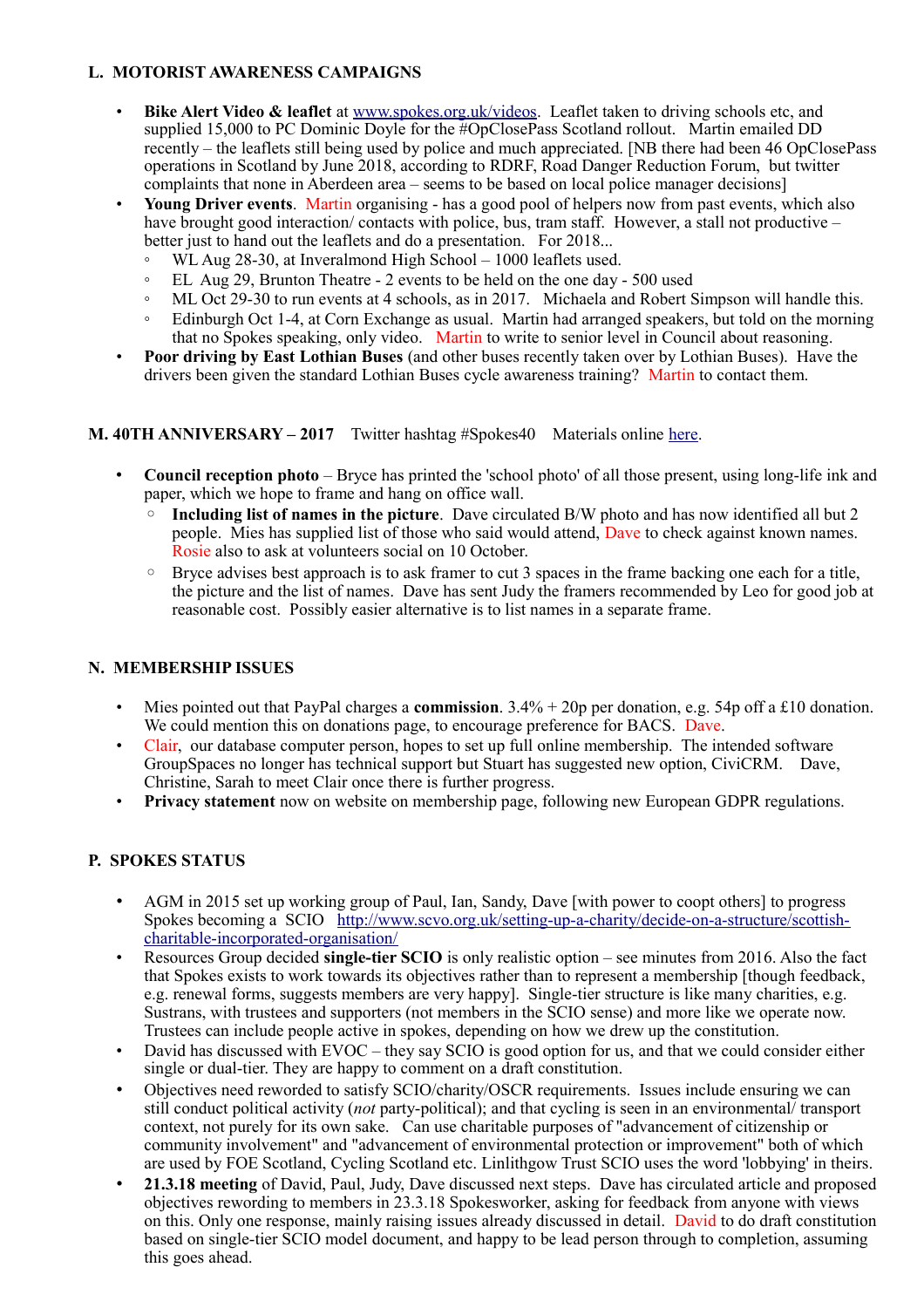## L. MOTORIST AWARENESS CAMPAIGNS

- **Bike Alert Video & leaflet** at www.spokes.org.uk/videos. Leaflet taken to driving schools etc, and supplied 15,000 to PC Dominic Doyle for the #OpClosePass Scotland rollout. Martin emailed DD recently – the leaflets still being used by police and much appreciated. [NB there had been 46 OpClosePass operations in Scotland by June 2018, according to RDRF, Road Danger Reduction Forum, but twitter complaints that none in Aberdeen area – seems to be based on local police manager decisions]
- **Young Driver events**. Martin organising - has a good pool of helpers now from past events, which also have brought good interaction/ contacts with police, bus, tram staff. However, a stall not productive – better just to hand out the leaflets and do a presentation. For 2018...
  - WL Aug 28-30, at Inveralmond High School – 1000 leaflets used.
  - EL Aug 29, Brunton Theatre - 2 events to be held on the one day - 500 used
  - ML Oct 29-30 to run events at 4 schools, as in 2017. Michaela and Robert Simpson will handle this.
  - Edinburgh Oct 1-4, at Corn Exchange as usual. Martin had arranged speakers, but told on the morning that no Spokes speaking, only video. Martin to write to senior level in Council about reasoning.
- **Poor driving by East Lothian Buses** (and other buses recently taken over by Lothian Buses). Have the drivers been given the standard Lothian Buses cycle awareness training? Martin to contact them.

## M. 40TH ANNIVERSARY – 2017 Twitter hashtag #Spokes40 Materials online here.

- **Council reception photo** – Bryce has printed the 'school photo' of all those present, using long-life ink and paper, which we hope to frame and hang on office wall.
  - **Including list of names in the picture**. Dave circulated B/W photo and has now identified all but 2 people. Mies has supplied list of those who said would attend, Dave to check against known names. Rosie also to ask at volunteers social on 10 October.
  - Bryce advises best approach is to ask framer to cut 3 spaces in the frame backing one each for a title, the picture and the list of names. Dave has sent Judy the framers recommended by Leo for good job at reasonable cost. Possibly easier alternative is to list names in a separate frame.

## N. MEMBERSHIP ISSUES

- Mies pointed out that PayPal charges a **commission**. 3.4% + 20p per donation, e.g. 54p off a £10 donation. We could mention this on donations page, to encourage preference for BACS. Dave.
- Clair, our database computer person, hopes to set up full online membership. The intended software GroupSpaces no longer has technical support but Stuart has suggested new option, CiviCRM. Dave, Christine, Sarah to meet Clair once there is further progress.
- **Privacy statement** now on website on membership page, following new European GDPR regulations.

## P. SPOKES STATUS

- AGM in 2015 set up working group of Paul, Ian, Sandy, Dave [with power to coopt others] to progress Spokes becoming a SCIO http://www.scvo.org.uk/setting-up-a-charity/decide-on-a-structure/scottish-charitable-incorporated-organisation/
- Resources Group decided **single-tier SCIO** is only realistic option – see minutes from 2016. Also the fact that Spokes exists to work towards its objectives rather than to represent a membership [though feedback, e.g. renewal forms, suggests members are very happy]. Single-tier structure is like many charities, e.g. Sustrans, with trustees and supporters (not members in the SCIO sense) and more like we operate now. Trustees can include people active in spokes, depending on how we drew up the constitution.
- David has discussed with EVOC – they say SCIO is good option for us, and that we could consider either single or dual-tier. They are happy to comment on a draft constitution.
- Objectives need reworded to satisfy SCIO/charity/OSCR requirements. Issues include ensuring we can still conduct political activity (*not* party-political); and that cycling is seen in an environmental/ transport context, not purely for its own sake. Can use charitable purposes of "advancement of citizenship or community involvement" and "advancement of environmental protection or improvement" both of which are used by FOE Scotland, Cycling Scotland etc. Linlithgow Trust SCIO uses the word 'lobbying' in theirs.
- **21.3.18 meeting** of David, Paul, Judy, Dave discussed next steps. Dave has circulated article and proposed objectives rewording to members in 23.3.18 Spokesworker, asking for feedback from anyone with views on this. Only one response, mainly raising issues already discussed in detail. David to do draft constitution based on single-tier SCIO model document, and happy to be lead person through to completion, assuming this goes ahead.